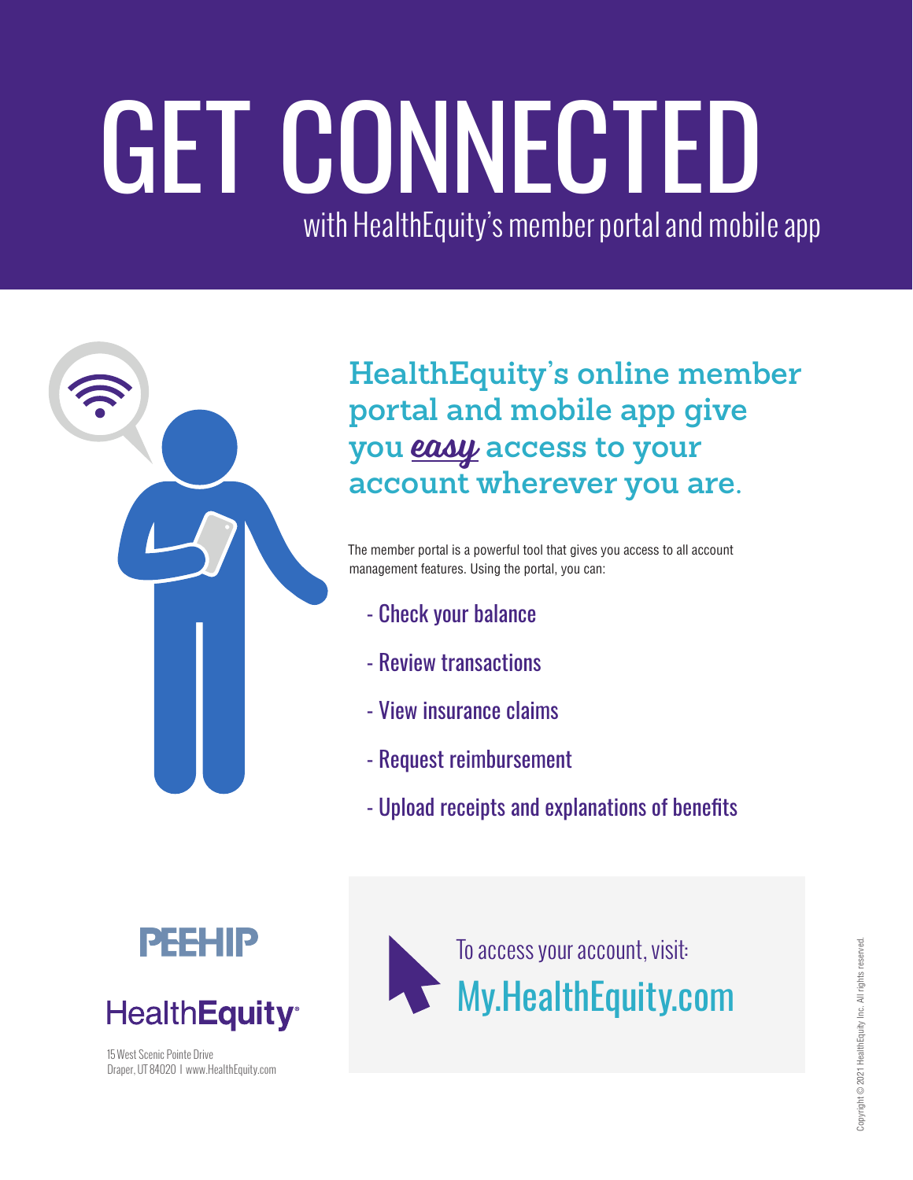# GET CONNECTED

## with HealthEquity's member portal and mobile app

### HealthEquity's online member portal and mobile app give you *easy* access to your account wherever you are.

The member portal is a powerful tool that gives you access to all account management features. Using the portal, you can:

- Check your balance
- Review transactions
- View insurance claims
- Request reimbursement
- Upload receipts and explanations of benefits

PEEHIP

HealthEquity

15 West Scenic Pointe Drive
Draper, UT 84020 I www.HealthEquity.com

To access your account, visit:
**My.HealthEquity.com**

Copyright © 2021 HealthEquity Inc. All rights reserved.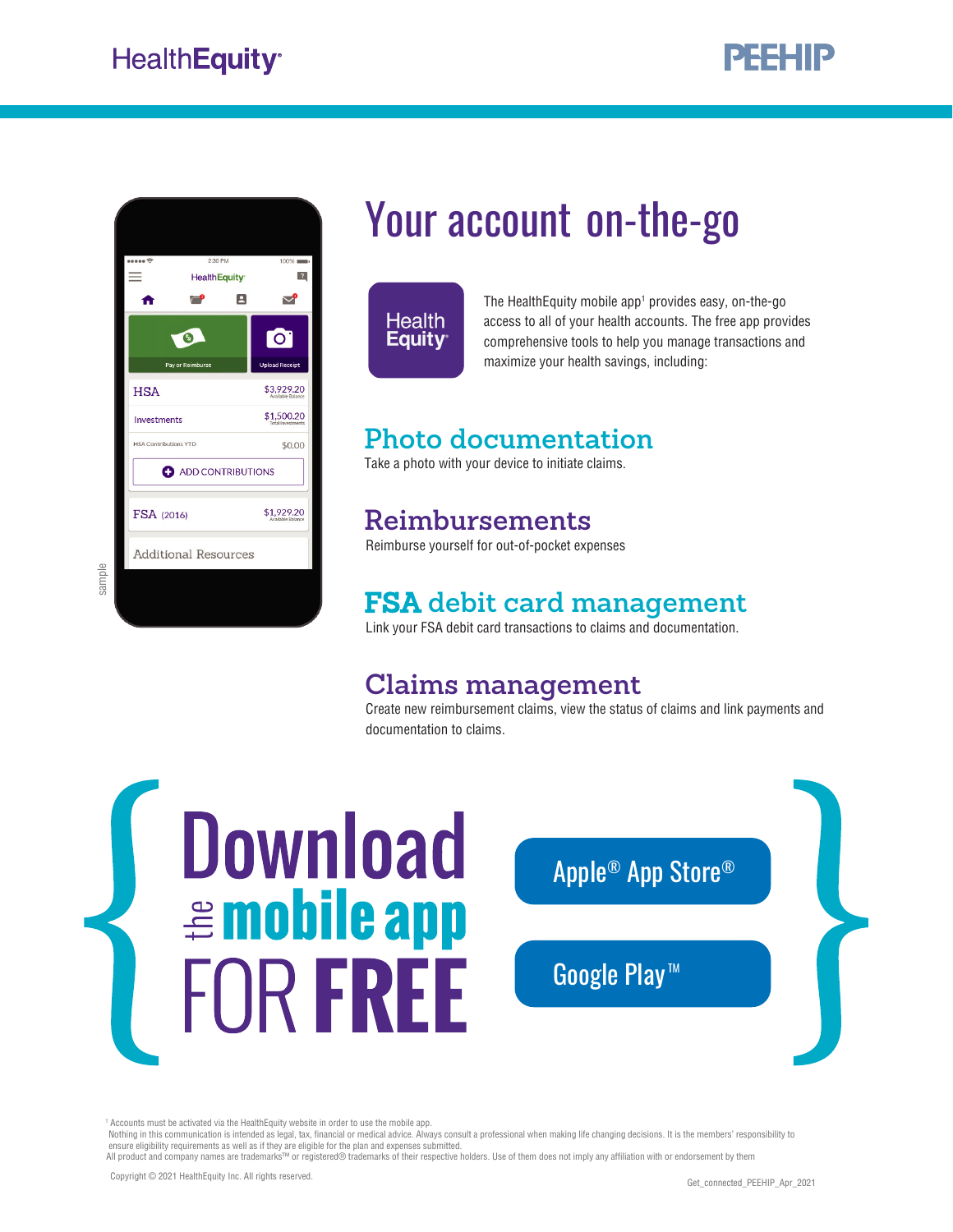HealthEquity

PEEHIP

# Your account on-the-go

The HealthEquity mobile app[1] provides easy, on-the-go access to all of your health accounts. The free app provides comprehensive tools to help you manage transactions and maximize your health savings, including:

## Photo documentation

Take a photo with your device to initiate claims.

## Reimbursements

Reimburse yourself for out-of-pocket expenses

## FSA debit card management

Link your FSA debit card transactions to claims and documentation.

## Claims management

Create new reimbursement claims, view the status of claims and link payments and documentation to claims.

# Download the mobile app FOR FREE

Apple® App Store®

Google Play™

[1] Accounts must be activated via the HealthEquity website in order to use the mobile app.
Nothing in this communication is intended as legal, tax, financial or medical advice. Always consult a professional when making life changing decisions. It is the members' responsibility to ensure eligibility requirements as well as if they are eligible for the plan and expenses submitted.
All product and company names are trademarks™ or registered® trademarks of their respective holders. Use of them does not imply any affiliation with or endorsement by them

Copyright © 2021 HealthEquity Inc. All rights reserved.

Get_connected_PEEHIP_Apr_2021